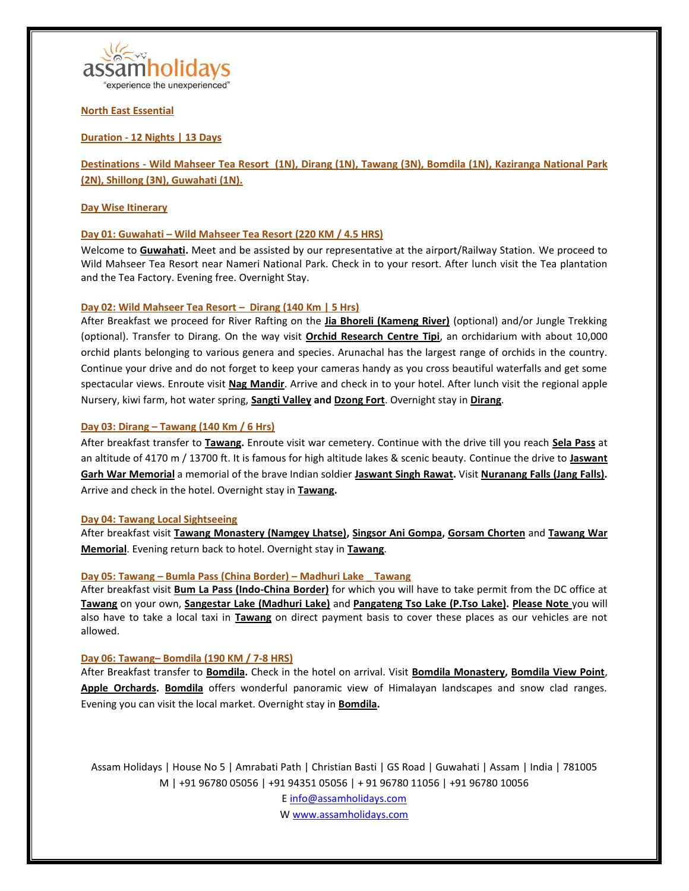assamholidays
"experience the unexperienced"

**North East Essential**

**Duration - 12 Nights | 13 Days**

**Destinations - Wild Mahseer Tea Resort (1N), Dirang (1N), Tawang (3N), Bomdila (1N), Kaziranga National Park (2N), Shillong (3N), Guwahati (1N).**

## Day Wise Itinerary

### Day 01: Guwahati – Wild Mahseer Tea Resort (220 KM / 4.5 HRS)

Welcome to **Guwahati.** Meet and be assisted by our representative at the airport/Railway Station. We proceed to Wild Mahseer Tea Resort near Nameri National Park. Check in to your resort. After lunch visit the Tea plantation and the Tea Factory. Evening free. Overnight Stay.

### Day 02: Wild Mahseer Tea Resort – Dirang (140 Km | 5 Hrs)

After Breakfast we proceed for River Rafting on the **Jia Bhoreli (Kameng River)** (optional) and/or Jungle Trekking (optional). Transfer to Dirang. On the way visit **Orchid Research Centre Tipi**, an orchidarium with about 10,000 orchid plants belonging to various genera and species. Arunachal has the largest range of orchids in the country. Continue your drive and do not forget to keep your cameras handy as you cross beautiful waterfalls and get some spectacular views. Enroute visit **Nag Mandir**. Arrive and check in to your hotel. After lunch visit the regional apple Nursery, kiwi farm, hot water spring, **Sangti Valley and Dzong Fort**. Overnight stay in **Dirang**.

### Day 03: Dirang – Tawang (140 Km / 6 Hrs)

After breakfast transfer to **Tawang.** Enroute visit war cemetery. Continue with the drive till you reach **Sela Pass** at an altitude of 4170 m / 13700 ft. It is famous for high altitude lakes & scenic beauty. Continue the drive to **Jaswant Garh War Memorial** a memorial of the brave Indian soldier **Jaswant Singh Rawat.** Visit **Nuranang Falls (Jang Falls).** Arrive and check in the hotel. Overnight stay in **Tawang.**

### Day 04: Tawang Local Sightseeing

After breakfast visit **Tawang Monastery (Namgey Lhatse), Singsor Ani Gompa, Gorsam Chorten** and **Tawang War Memorial**. Evening return back to hotel. Overnight stay in **Tawang**.

### Day 05: Tawang – Bumla Pass (China Border) – Madhuri Lake _ Tawang

After breakfast visit **Bum La Pass (Indo-China Border)** for which you will have to take permit from the DC office at **Tawang** on your own, **Sangestar Lake (Madhuri Lake)** and **Pangateng Tso Lake (P.Tso Lake). Please Note** you will also have to take a local taxi in **Tawang** on direct payment basis to cover these places as our vehicles are not allowed.

### Day 06: Tawang– Bomdila (190 KM / 7-8 HRS)

After Breakfast transfer to **Bomdila.** Check in the hotel on arrival. Visit **Bomdila Monastery, Bomdila View Point**, **Apple Orchards. Bomdila** offers wonderful panoramic view of Himalayan landscapes and snow clad ranges. Evening you can visit the local market. Overnight stay in **Bomdila.**

Assam Holidays | House No 5 | Amrabati Path | Christian Basti | GS Road | Guwahati | Assam | India | 781005
M | +91 96780 05056 | +91 94351 05056 | + 91 96780 11056 | +91 96780 10056
E info@assamholidays.com
W www.assamholidays.com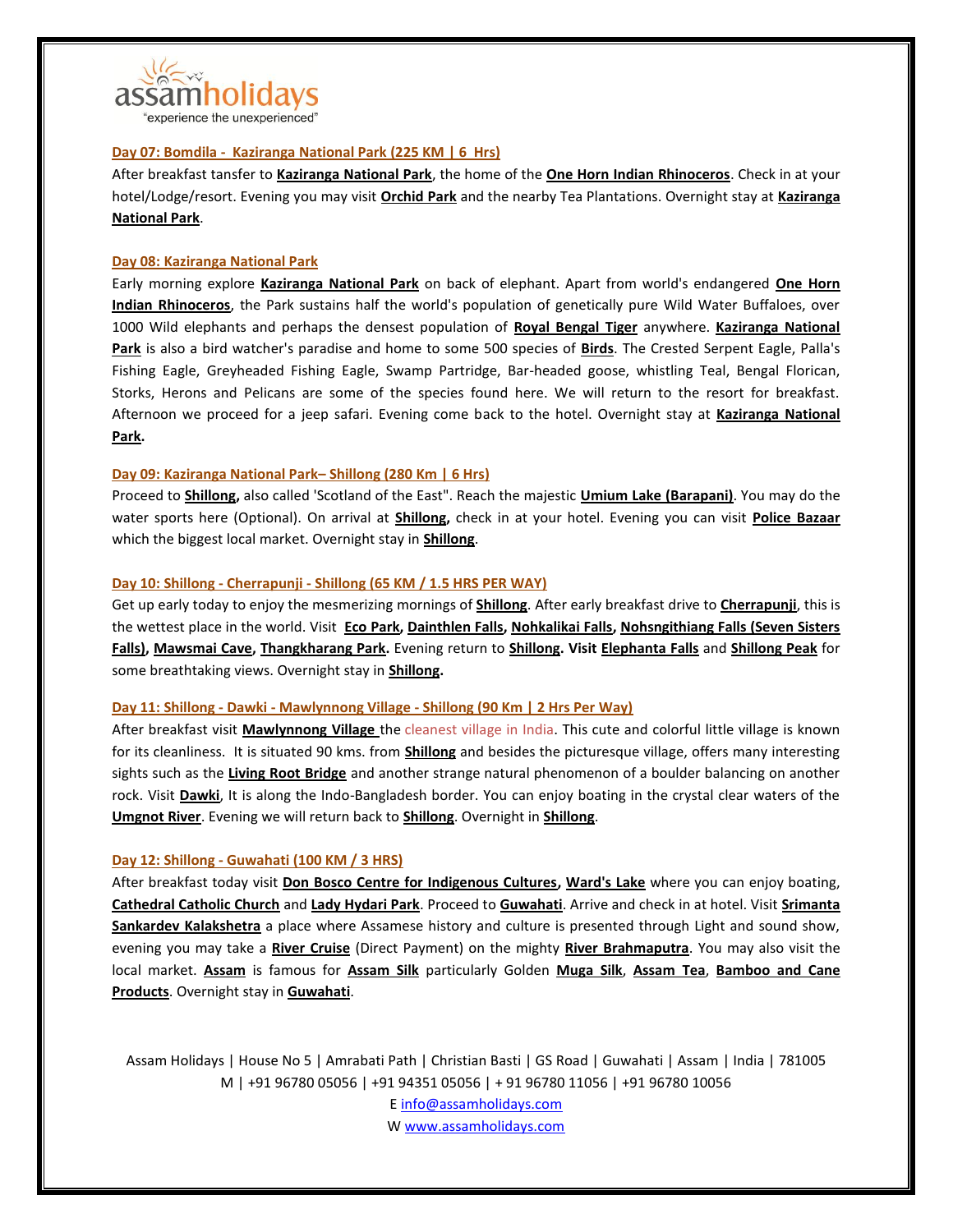## Day 07: Bomdila - Kaziranga National Park (225 KM | 6 Hrs)

After breakfast tansfer to **Kaziranga National Park**, the home of the **One Horn Indian Rhinoceros**. Check in at your hotel/Lodge/resort. Evening you may visit **Orchid Park** and the nearby Tea Plantations. Overnight stay at **Kaziranga National Park**.

## Day 08: Kaziranga National Park

Early morning explore **Kaziranga National Park** on back of elephant. Apart from world's endangered **One Horn Indian Rhinoceros**, the Park sustains half the world's population of genetically pure Wild Water Buffaloes, over 1000 Wild elephants and perhaps the densest population of **Royal Bengal Tiger** anywhere. **Kaziranga National Park** is also a bird watcher's paradise and home to some 500 species of **Birds**. The Crested Serpent Eagle, Palla's Fishing Eagle, Greyheaded Fishing Eagle, Swamp Partridge, Bar-headed goose, whistling Teal, Bengal Florican, Storks, Herons and Pelicans are some of the species found here. We will return to the resort for breakfast. Afternoon we proceed for a jeep safari. Evening come back to the hotel. Overnight stay at **Kaziranga National Park.**

## Day 09: Kaziranga National Park– Shillong (280 Km | 6 Hrs)

Proceed to **Shillong,** also called 'Scotland of the East". Reach the majestic **Umium Lake (Barapani)**. You may do the water sports here (Optional). On arrival at **Shillong,** check in at your hotel. Evening you can visit **Police Bazaar** which the biggest local market. Overnight stay in **Shillong**.

## Day 10: Shillong - Cherrapunji - Shillong (65 KM / 1.5 HRS PER WAY)

Get up early today to enjoy the mesmerizing mornings of **Shillong**. After early breakfast drive to **Cherrapunji**, this is the wettest place in the world. Visit **Eco Park, Dainthlen Falls, Nohkalikai Falls, Nohsngithiang Falls (Seven Sisters Falls), Mawsmai Cave, Thangkharang Park.** Evening return to **Shillong. Visit Elephanta Falls** and **Shillong Peak** for some breathtaking views. Overnight stay in **Shillong.**

## Day 11: Shillong - Dawki - Mawlynnong Village - Shillong (90 Km | 2 Hrs Per Way)

After breakfast visit **Mawlynnong Village** the cleanest village in India. This cute and colorful little village is known for its cleanliness. It is situated 90 kms. from **Shillong** and besides the picturesque village, offers many interesting sights such as the **Living Root Bridge** and another strange natural phenomenon of a boulder balancing on another rock. Visit **Dawki**, It is along the Indo-Bangladesh border. You can enjoy boating in the crystal clear waters of the **Umgnot River**. Evening we will return back to **Shillong**. Overnight in **Shillong**.

## Day 12: Shillong - Guwahati (100 KM / 3 HRS)

After breakfast today visit **Don Bosco Centre for Indigenous Cultures, Ward's Lake** where you can enjoy boating, **Cathedral Catholic Church** and **Lady Hydari Park**. Proceed to **Guwahati**. Arrive and check in at hotel. Visit **Srimanta Sankardev Kalakshetra** a place where Assamese history and culture is presented through Light and sound show, evening you may take a **River Cruise** (Direct Payment) on the mighty **River Brahmaputra**. You may also visit the local market. **Assam** is famous for **Assam Silk** particularly Golden **Muga Silk**, **Assam Tea**, **Bamboo and Cane Products**. Overnight stay in **Guwahati**.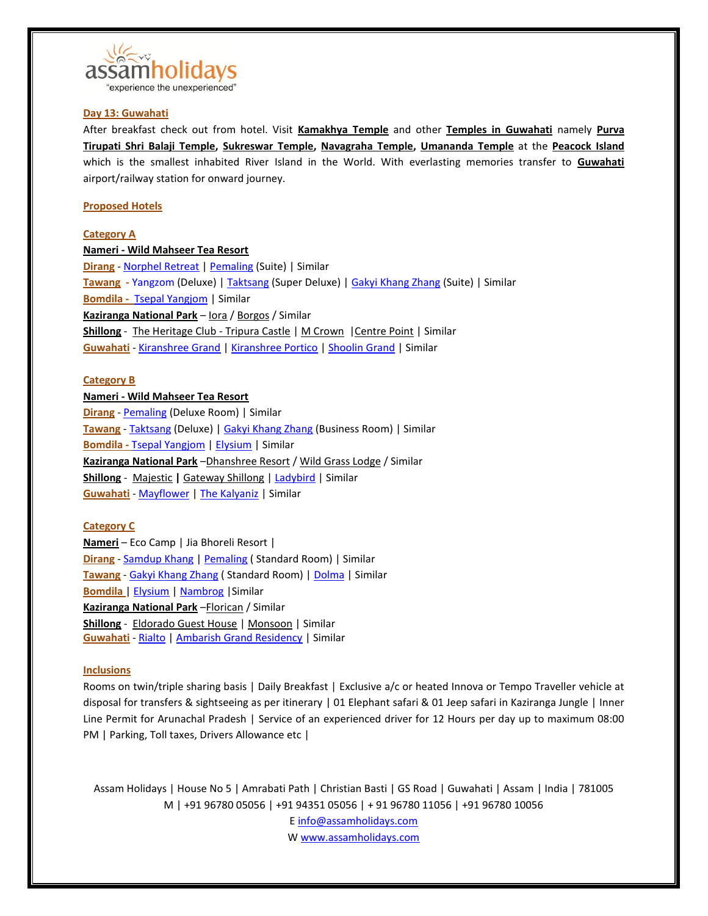**Day 13: Guwahati**

After breakfast check out from hotel. Visit **Kamakhya Temple** and other **Temples in Guwahati** namely **Purva Tirupati Shri Balaji Temple**, **Sukreswar Temple**, **Navagraha Temple**, **Umananda Temple** at the **Peacock Island** which is the smallest inhabited River Island in the World. With everlasting memories transfer to **Guwahati** airport/railway station for onward journey.

**Proposed Hotels**

**Category A**

**Nameri - Wild Mahseer Tea Resort**
**Dirang** - Norphel Retreat | Pemaling (Suite) | Similar
**Tawang** - Yangzom (Deluxe) | Taktsang (Super Deluxe) | Gakyi Khang Zhang (Suite) | Similar
**Bomdila** - Tsepal Yangjom | Similar
**Kaziranga National Park** – Iora / Borgos / Similar
**Shillong** - The Heritage Club - Tripura Castle | M Crown |Centre Point | Similar
**Guwahati** - Kiranshree Grand | Kiranshree Portico | Shoolin Grand | Similar

**Category B**

**Nameri - Wild Mahseer Tea Resort**
**Dirang** - Pemaling (Deluxe Room) | Similar
**Tawang** - Taktsang (Deluxe) | Gakyi Khang Zhang (Business Room) | Similar
**Bomdila** - Tsepal Yangjom | Elysium | Similar
**Kaziranga National Park** –Dhanshree Resort / Wild Grass Lodge / Similar
**Shillong** - Majestic | Gateway Shillong | Ladybird | Similar
**Guwahati** - Mayflower | The Kalyaniz | Similar

**Category C**

**Nameri** – Eco Camp | Jia Bhoreli Resort |
**Dirang** - Samdup Khang | Pemaling ( Standard Room) | Similar
**Tawang** - Gakyi Khang Zhang ( Standard Room) | Dolma | Similar
**Bomdila** | Elysium | Nambrog |Similar
**Kaziranga National Park** –Florican / Similar
**Shillong** - Eldorado Guest House | Monsoon | Similar
**Guwahati** - Rialto | Ambarish Grand Residency | Similar

**Inclusions**

Rooms on twin/triple sharing basis | Daily Breakfast | Exclusive a/c or heated Innova or Tempo Traveller vehicle at disposal for transfers & sightseeing as per itinerary | 01 Elephant safari & 01 Jeep safari in Kaziranga Jungle | Inner Line Permit for Arunachal Pradesh | Service of an experienced driver for 12 Hours per day up to maximum 08:00 PM | Parking, Toll taxes, Drivers Allowance etc |

Assam Holidays | House No 5 | Amrabati Path | Christian Basti | GS Road | Guwahati | Assam | India | 781005
M | +91 96780 05056 | +91 94351 05056 | + 91 96780 11056 | +91 96780 10056
E info@assamholidays.com
W www.assamholidays.com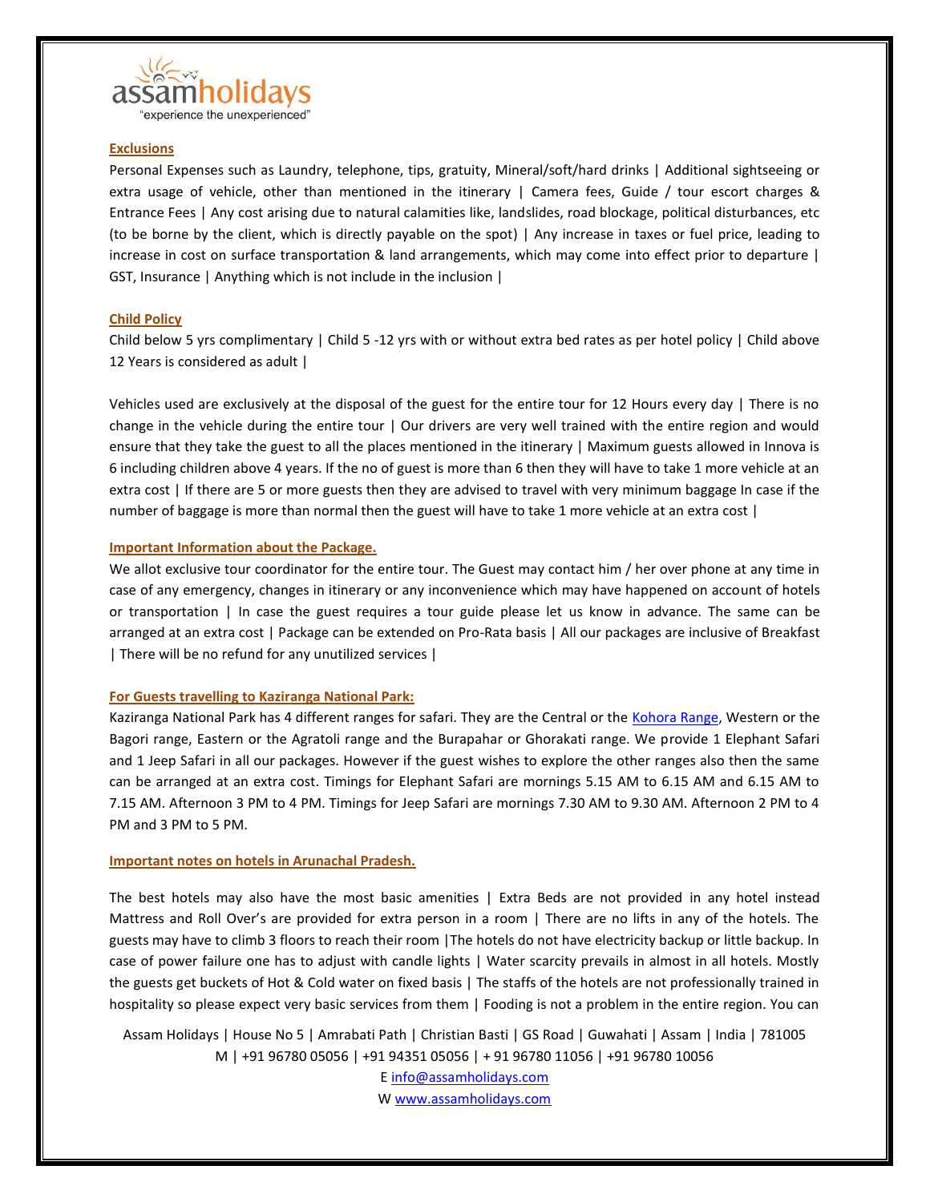## Exclusions

Personal Expenses such as Laundry, telephone, tips, gratuity, Mineral/soft/hard drinks | Additional sightseeing or extra usage of vehicle, other than mentioned in the itinerary | Camera fees, Guide / tour escort charges & Entrance Fees | Any cost arising due to natural calamities like, landslides, road blockage, political disturbances, etc (to be borne by the client, which is directly payable on the spot) | Any increase in taxes or fuel price, leading to increase in cost on surface transportation & land arrangements, which may come into effect prior to departure | GST, Insurance | Anything which is not include in the inclusion |

## Child Policy

Child below 5 yrs complimentary | Child 5 -12 yrs with or without extra bed rates as per hotel policy | Child above 12 Years is considered as adult |

Vehicles used are exclusively at the disposal of the guest for the entire tour for 12 Hours every day | There is no change in the vehicle during the entire tour | Our drivers are very well trained with the entire region and would ensure that they take the guest to all the places mentioned in the itinerary | Maximum guests allowed in Innova is 6 including children above 4 years. If the no of guest is more than 6 then they will have to take 1 more vehicle at an extra cost | If there are 5 or more guests then they are advised to travel with very minimum baggage In case if the number of baggage is more than normal then the guest will have to take 1 more vehicle at an extra cost |

## Important Information about the Package.

We allot exclusive tour coordinator for the entire tour. The Guest may contact him / her over phone at any time in case of any emergency, changes in itinerary or any inconvenience which may have happened on account of hotels or transportation | In case the guest requires a tour guide please let us know in advance. The same can be arranged at an extra cost | Package can be extended on Pro-Rata basis | All our packages are inclusive of Breakfast | There will be no refund for any unutilized services |

## For Guests travelling to Kaziranga National Park:

Kaziranga National Park has 4 different ranges for safari. They are the Central or the Kohora Range, Western or the Bagori range, Eastern or the Agratoli range and the Burapahar or Ghorakati range. We provide 1 Elephant Safari and 1 Jeep Safari in all our packages. However if the guest wishes to explore the other ranges also then the same can be arranged at an extra cost. Timings for Elephant Safari are mornings 5.15 AM to 6.15 AM and 6.15 AM to 7.15 AM. Afternoon 3 PM to 4 PM. Timings for Jeep Safari are mornings 7.30 AM to 9.30 AM. Afternoon 2 PM to 4 PM and 3 PM to 5 PM.

## Important notes on hotels in Arunachal Pradesh.

The best hotels may also have the most basic amenities | Extra Beds are not provided in any hotel instead Mattress and Roll Over's are provided for extra person in a room | There are no lifts in any of the hotels. The guests may have to climb 3 floors to reach their room |The hotels do not have electricity backup or little backup. In case of power failure one has to adjust with candle lights | Water scarcity prevails in almost in all hotels. Mostly the guests get buckets of Hot & Cold water on fixed basis | The staffs of the hotels are not professionally trained in hospitality so please expect very basic services from them | Fooding is not a problem in the entire region. You can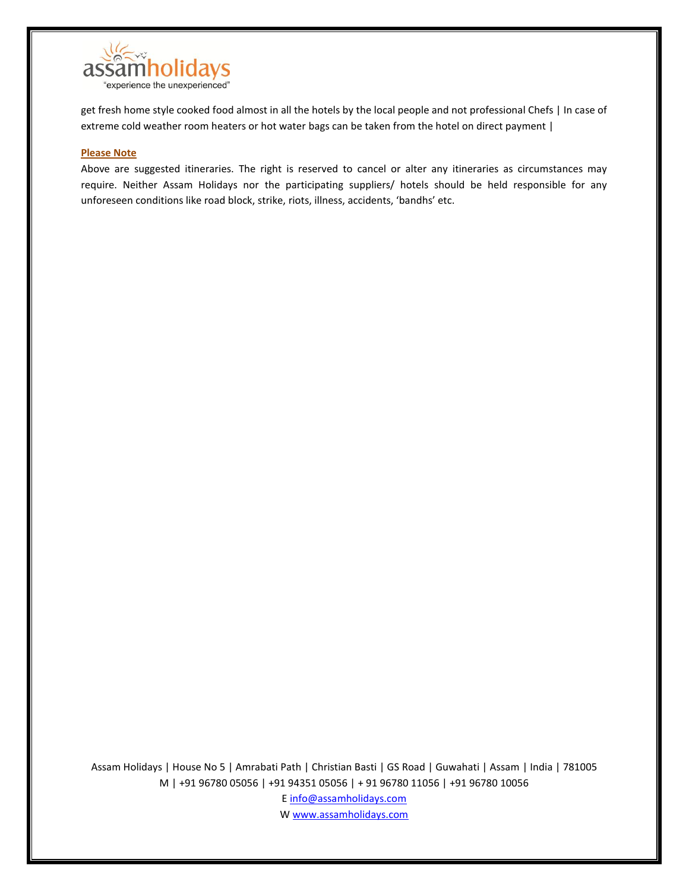get fresh home style cooked food almost in all the hotels by the local people and not professional Chefs | In case of extreme cold weather room heaters or hot water bags can be taken from the hotel on direct payment |

**Please Note**

Above are suggested itineraries. The right is reserved to cancel or alter any itineraries as circumstances may require. Neither Assam Holidays nor the participating suppliers/ hotels should be held responsible for any unforeseen conditions like road block, strike, riots, illness, accidents, 'bandhs' etc.